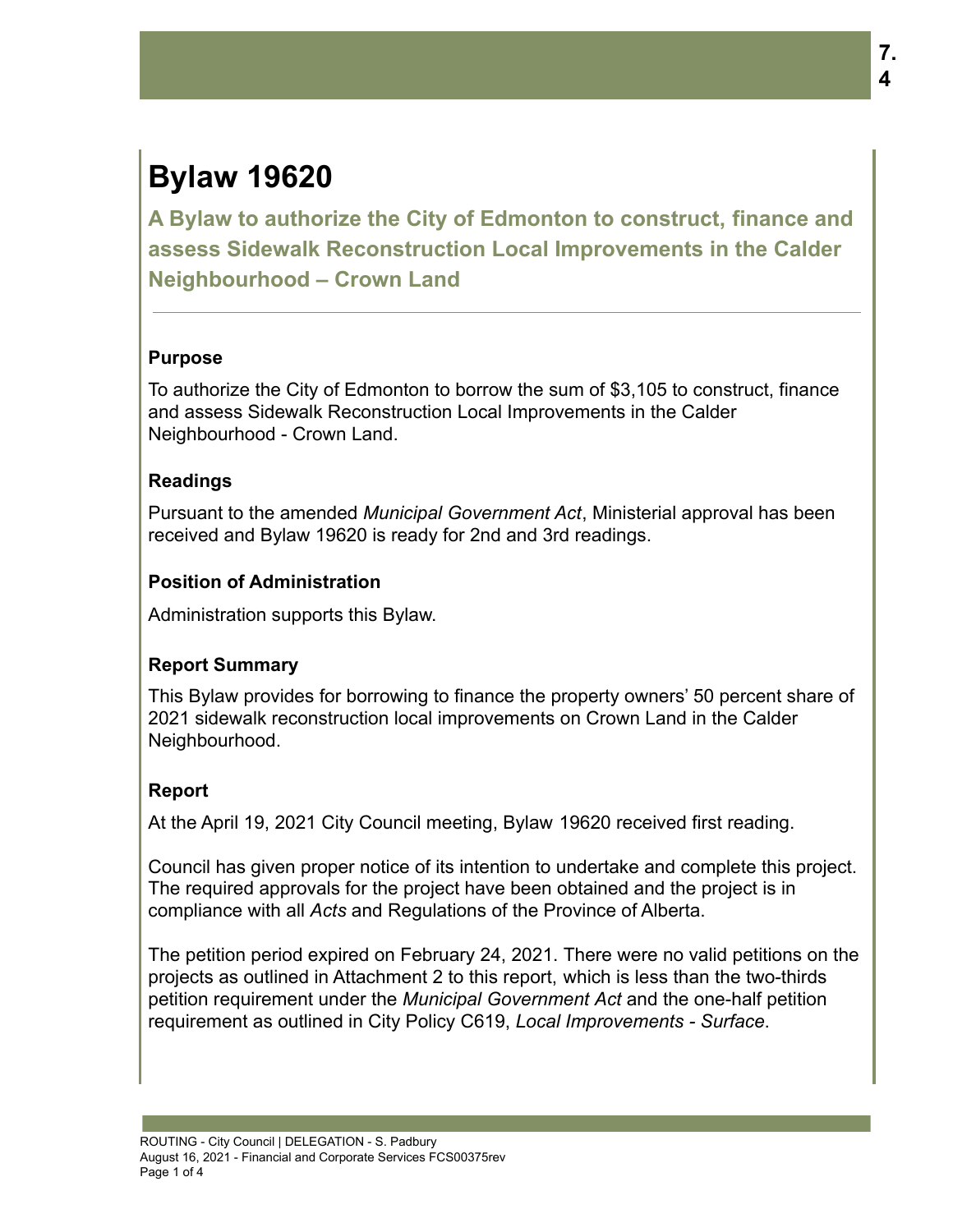# Bylaw 19620

## A Bylaw to authorize the City of Edmonton to construct, finance and assess Sidewalk Reconstruction Local Improvements in the Calder Neighbourhood – Crown Land

### Purpose

To authorize the City of Edmonton to borrow the sum of $3,105 to construct, finance and assess Sidewalk Reconstruction Local Improvements in the Calder Neighbourhood - Crown Land.

### Readings

Pursuant to the amended *Municipal Government Act*, Ministerial approval has been received and Bylaw 19620 is ready for 2nd and 3rd readings.

### Position of Administration

Administration supports this Bylaw.

### Report Summary

This Bylaw provides for borrowing to finance the property owners' 50 percent share of 2021 sidewalk reconstruction local improvements on Crown Land in the Calder Neighbourhood.

### Report

At the April 19, 2021 City Council meeting, Bylaw 19620 received first reading.

Council has given proper notice of its intention to undertake and complete this project. The required approvals for the project have been obtained and the project is in compliance with all *Acts* and Regulations of the Province of Alberta.

The petition period expired on February 24, 2021. There were no valid petitions on the projects as outlined in Attachment 2 to this report, which is less than the two-thirds petition requirement under the *Municipal Government Act* and the one-half petition requirement as outlined in City Policy C619, *Local Improvements - Surface*.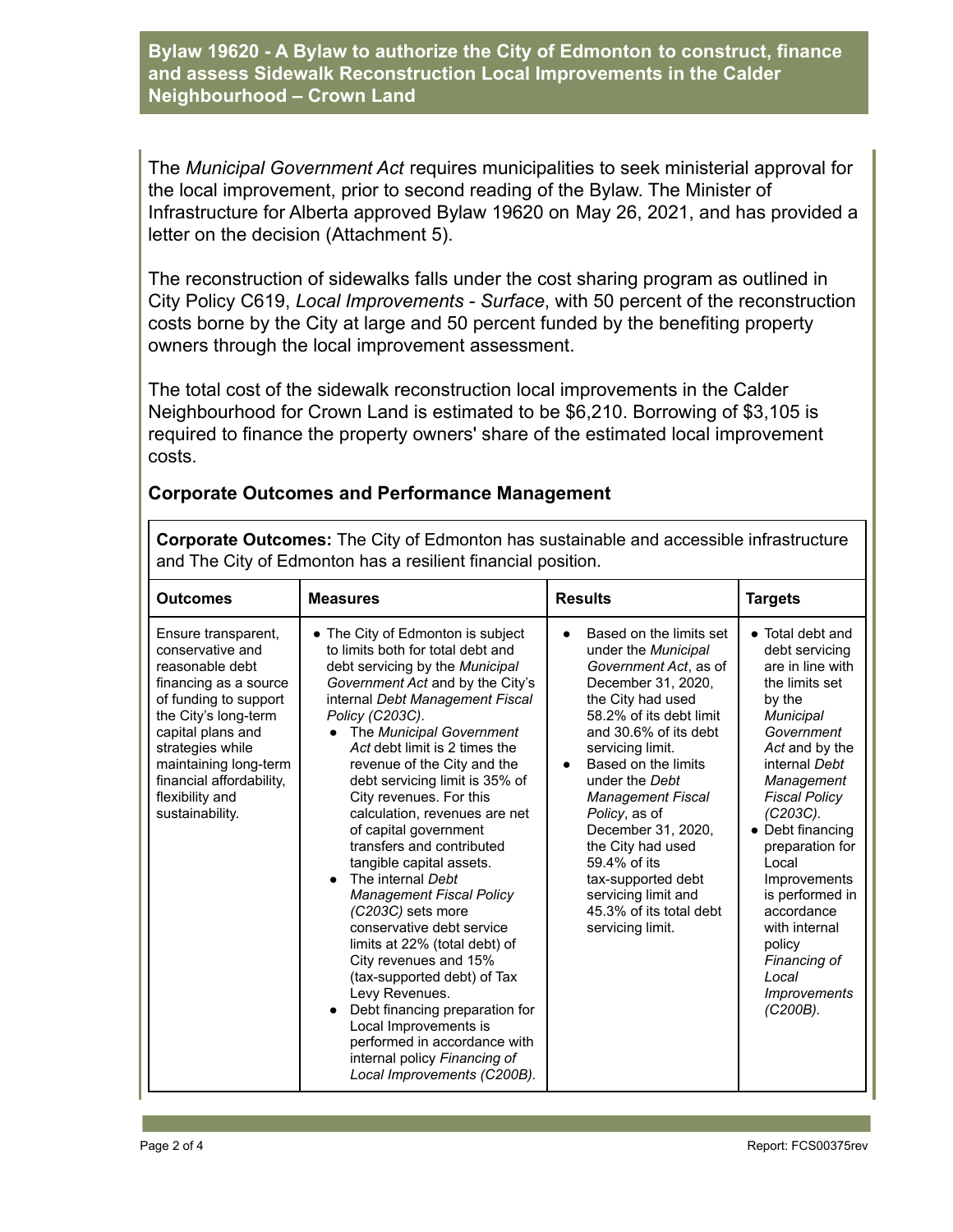**Bylaw 19620 - A Bylaw to authorize the City of Edmonton to construct, finance and assess Sidewalk Reconstruction Local Improvements in the Calder Neighbourhood – Crown Land**

The *Municipal Government Act* requires municipalities to seek ministerial approval for the local improvement, prior to second reading of the Bylaw. The Minister of Infrastructure for Alberta approved Bylaw 19620 on May 26, 2021, and has provided a letter on the decision (Attachment 5).

The reconstruction of sidewalks falls under the cost sharing program as outlined in City Policy C619, *Local Improvements - Surface*, with 50 percent of the reconstruction costs borne by the City at large and 50 percent funded by the benefiting property owners through the local improvement assessment.

The total cost of the sidewalk reconstruction local improvements in the Calder Neighbourhood for Crown Land is estimated to be $6,210. Borrowing of $3,105 is required to finance the property owners' share of the estimated local improvement costs.

## Corporate Outcomes and Performance Management

**Corporate Outcomes:** The City of Edmonton has sustainable and accessible infrastructure and The City of Edmonton has a resilient financial position.

| Outcomes | Measures | Results | Targets |
|---|---|---|---|
| Ensure transparent, conservative and reasonable debt financing as a source of funding to support the City's long-term capital plans and strategies while maintaining long-term financial affordability, flexibility and sustainability. | • The City of Edmonton is subject to limits both for total debt and debt servicing by the *Municipal Government Act* and by the City's internal *Debt Management Fiscal Policy (C203C)*.<br>• The *Municipal Government Act* debt limit is 2 times the revenue of the City and the debt servicing limit is 35% of City revenues. For this calculation, revenues are net of capital government transfers and contributed tangible capital assets.<br>• The internal *Debt Management Fiscal Policy (C203C)* sets more conservative debt service limits at 22% (total debt) of City revenues and 15% (tax-supported debt) of Tax Levy Revenues.<br>• Debt financing preparation for Local Improvements is performed in accordance with internal policy *Financing of Local Improvements (C200B).* | • Based on the limits set under the *Municipal Government Act*, as of December 31, 2020, the City had used 58.2% of its debt limit and 30.6% of its debt servicing limit.<br>• Based on the limits under the *Debt Management Fiscal Policy*, as of December 31, 2020, the City had used 59.4% of its tax-supported debt servicing limit and 45.3% of its total debt servicing limit. | • Total debt and debt servicing are in line with the limits set by the *Municipal Government Act* and by the internal *Debt Management Fiscal Policy (C203C).*<br>• Debt financing preparation for Local Improvements is performed in accordance with internal policy *Financing of Local Improvements (C200B).* |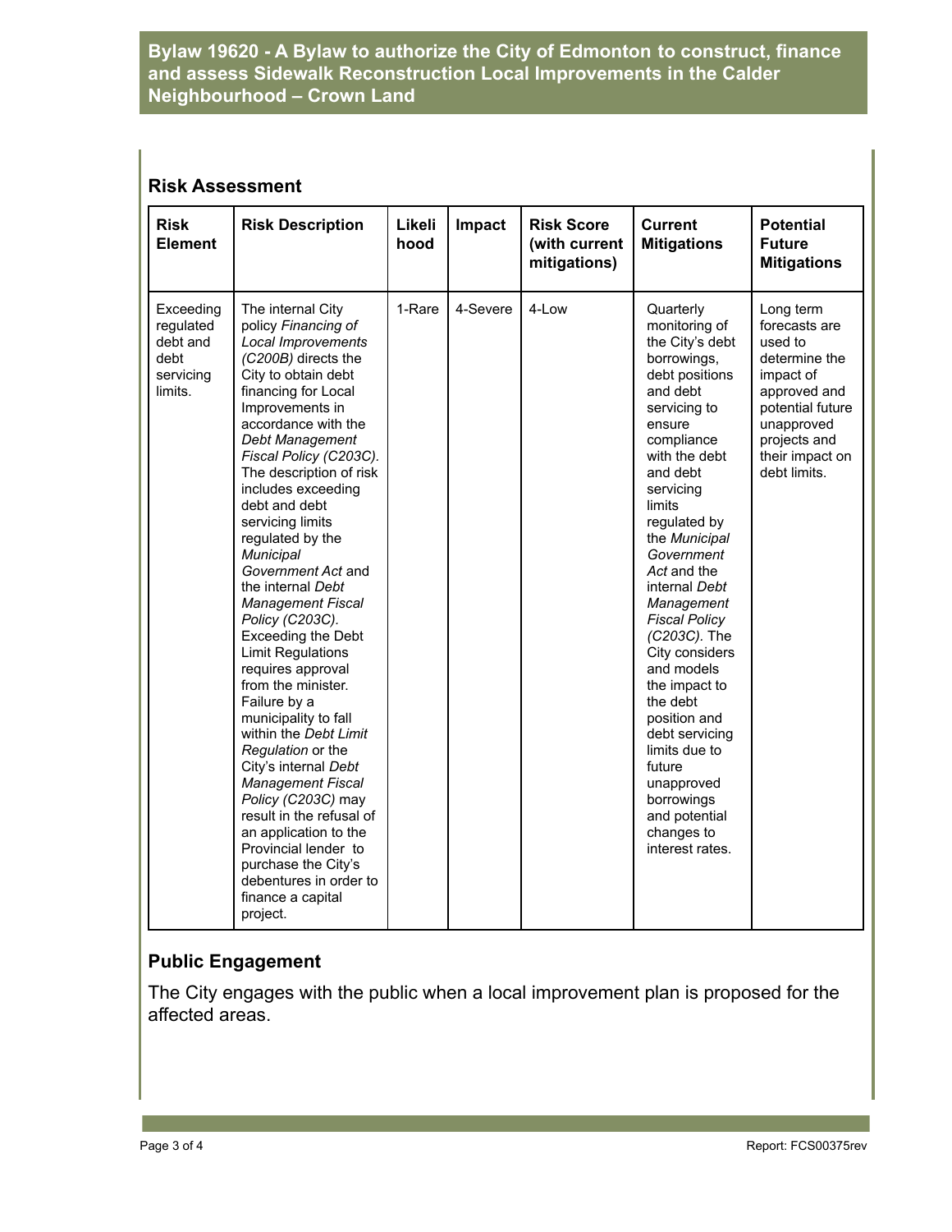## Risk Assessment

| Risk Element | Risk Description | Likelihood | Impact | Risk Score (with current mitigations) | Current Mitigations | Potential Future Mitigations |
|---|---|---|---|---|---|---|
| Exceeding regulated debt and debt servicing limits. | The internal City policy *Financing of Local Improvements (C200B)* directs the City to obtain debt financing for Local Improvements in accordance with the *Debt Management Fiscal Policy (C203C).* The description of risk includes exceeding debt and debt servicing limits regulated by the *Municipal Government Act* and the internal *Debt Management Fiscal Policy (C203C).* Exceeding the Debt Limit Regulations requires approval from the minister. Failure by a municipality to fall within the *Debt Limit Regulation* or the City's internal *Debt Management Fiscal Policy (C203C)* may result in the refusal of an application to the Provincial lender to purchase the City's debentures in order to finance a capital project. | 1-Rare | 4-Severe | 4-Low | Quarterly monitoring of the City's debt borrowings, debt positions and debt servicing to ensure compliance with the debt and debt servicing limits regulated by the *Municipal Government Act* and the internal *Debt Management Fiscal Policy (C203C).* The City considers and models the impact to the debt position and debt servicing limits due to future unapproved borrowings and potential changes to interest rates. | Long term forecasts are used to determine the impact of approved and potential future unapproved projects and their impact on debt limits. |

## Public Engagement

The City engages with the public when a local improvement plan is proposed for the affected areas.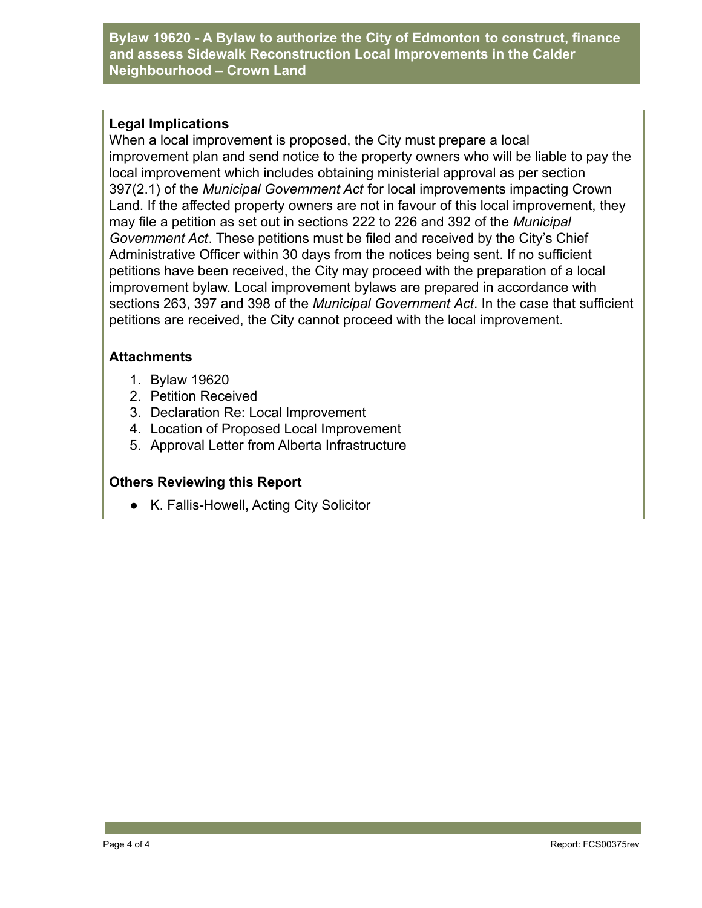## Legal Implications

When a local improvement is proposed, the City must prepare a local improvement plan and send notice to the property owners who will be liable to pay the local improvement which includes obtaining ministerial approval as per section 397(2.1) of the *Municipal Government Act* for local improvements impacting Crown Land. If the affected property owners are not in favour of this local improvement, they may file a petition as set out in sections 222 to 226 and 392 of the *Municipal Government Act*. These petitions must be filed and received by the City's Chief Administrative Officer within 30 days from the notices being sent. If no sufficient petitions have been received, the City may proceed with the preparation of a local improvement bylaw. Local improvement bylaws are prepared in accordance with sections 263, 397 and 398 of the *Municipal Government Act*. In the case that sufficient petitions are received, the City cannot proceed with the local improvement.

## Attachments

1. Bylaw 19620
2. Petition Received
3. Declaration Re: Local Improvement
4. Location of Proposed Local Improvement
5. Approval Letter from Alberta Infrastructure

## Others Reviewing this Report

- K. Fallis-Howell, Acting City Solicitor